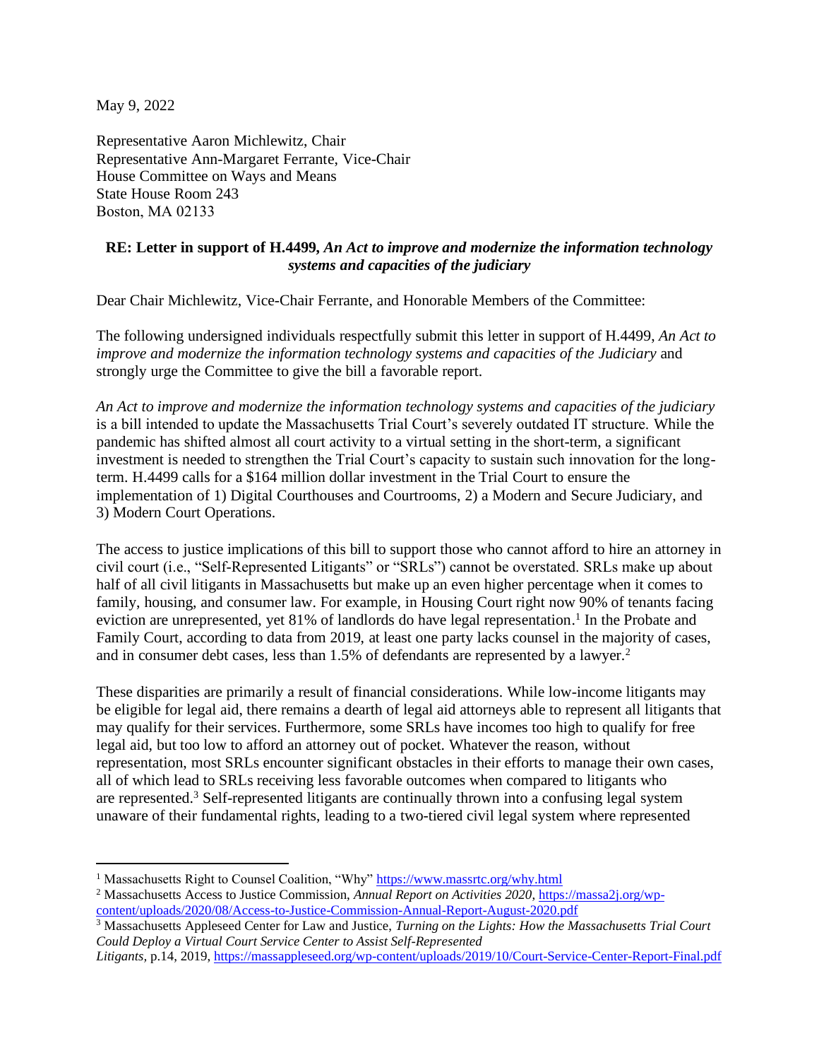May 9, 2022

Representative Aaron Michlewitz, Chair
Representative Ann-Margaret Ferrante, Vice-Chair
House Committee on Ways and Means
State House Room 243
Boston, MA 02133

**RE: Letter in support of H.4499,** ***An Act to improve and modernize the information technology systems and capacities of the judiciary***

Dear Chair Michlewitz, Vice-Chair Ferrante, and Honorable Members of the Committee:

The following undersigned individuals respectfully submit this letter in support of H.4499, *An Act to improve and modernize the information technology systems and capacities of the Judiciary* and strongly urge the Committee to give the bill a favorable report.

*An Act to improve and modernize the information technology systems and capacities of the judiciary* is a bill intended to update the Massachusetts Trial Court's severely outdated IT structure. While the pandemic has shifted almost all court activity to a virtual setting in the short-term, a significant investment is needed to strengthen the Trial Court's capacity to sustain such innovation for the long-term. H.4499 calls for a $164 million dollar investment in the Trial Court to ensure the implementation of 1) Digital Courthouses and Courtrooms, 2) a Modern and Secure Judiciary, and 3) Modern Court Operations.

The access to justice implications of this bill to support those who cannot afford to hire an attorney in civil court (i.e., "Self-Represented Litigants" or "SRLs") cannot be overstated. SRLs make up about half of all civil litigants in Massachusetts but make up an even higher percentage when it comes to family, housing, and consumer law. For example, in Housing Court right now 90% of tenants facing eviction are unrepresented, yet 81% of landlords do have legal representation.[1] In the Probate and Family Court, according to data from 2019, at least one party lacks counsel in the majority of cases, and in consumer debt cases, less than 1.5% of defendants are represented by a lawyer.[2]

These disparities are primarily a result of financial considerations. While low-income litigants may be eligible for legal aid, there remains a dearth of legal aid attorneys able to represent all litigants that may qualify for their services. Furthermore, some SRLs have incomes too high to qualify for free legal aid, but too low to afford an attorney out of pocket. Whatever the reason, without representation, most SRLs encounter significant obstacles in their efforts to manage their own cases, all of which lead to SRLs receiving less favorable outcomes when compared to litigants who are represented.[3] Self-represented litigants are continually thrown into a confusing legal system unaware of their fundamental rights, leading to a two-tiered civil legal system where represented

---

[1] Massachusetts Right to Counsel Coalition, "Why" https://www.massrtc.org/why.html

[2] Massachusetts Access to Justice Commission, *Annual Report on Activities 2020*, https://massa2j.org/wp-content/uploads/2020/08/Access-to-Justice-Commission-Annual-Report-August-2020.pdf

[3] Massachusetts Appleseed Center for Law and Justice, *Turning on the Lights: How the Massachusetts Trial Court Could Deploy a Virtual Court Service Center to Assist Self-Represented Litigants*, p.14, 2019, https://massappleseed.org/wp-content/uploads/2019/10/Court-Service-Center-Report-Final.pdf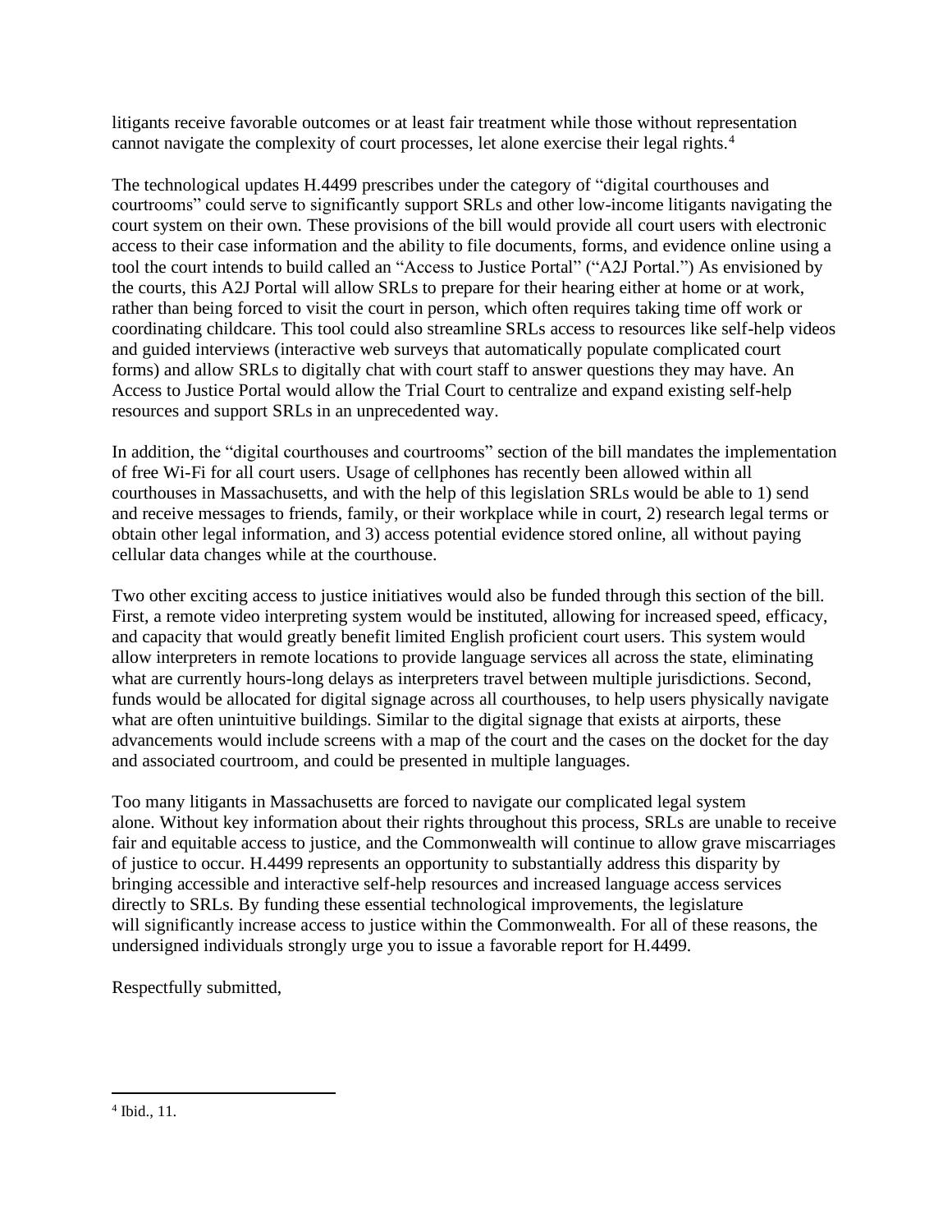litigants receive favorable outcomes or at least fair treatment while those without representation cannot navigate the complexity of court processes, let alone exercise their legal rights.[4]

The technological updates H.4499 prescribes under the category of "digital courthouses and courtrooms" could serve to significantly support SRLs and other low-income litigants navigating the court system on their own. These provisions of the bill would provide all court users with electronic access to their case information and the ability to file documents, forms, and evidence online using a tool the court intends to build called an "Access to Justice Portal" ("A2J Portal.") As envisioned by the courts, this A2J Portal will allow SRLs to prepare for their hearing either at home or at work, rather than being forced to visit the court in person, which often requires taking time off work or coordinating childcare. This tool could also streamline SRLs access to resources like self-help videos and guided interviews (interactive web surveys that automatically populate complicated court forms) and allow SRLs to digitally chat with court staff to answer questions they may have. An Access to Justice Portal would allow the Trial Court to centralize and expand existing self-help resources and support SRLs in an unprecedented way.

In addition, the "digital courthouses and courtrooms" section of the bill mandates the implementation of free Wi-Fi for all court users. Usage of cellphones has recently been allowed within all courthouses in Massachusetts, and with the help of this legislation SRLs would be able to 1) send and receive messages to friends, family, or their workplace while in court, 2) research legal terms or obtain other legal information, and 3) access potential evidence stored online, all without paying cellular data changes while at the courthouse.

Two other exciting access to justice initiatives would also be funded through this section of the bill. First, a remote video interpreting system would be instituted, allowing for increased speed, efficacy, and capacity that would greatly benefit limited English proficient court users. This system would allow interpreters in remote locations to provide language services all across the state, eliminating what are currently hours-long delays as interpreters travel between multiple jurisdictions. Second, funds would be allocated for digital signage across all courthouses, to help users physically navigate what are often unintuitive buildings. Similar to the digital signage that exists at airports, these advancements would include screens with a map of the court and the cases on the docket for the day and associated courtroom, and could be presented in multiple languages.

Too many litigants in Massachusetts are forced to navigate our complicated legal system alone. Without key information about their rights throughout this process, SRLs are unable to receive fair and equitable access to justice, and the Commonwealth will continue to allow grave miscarriages of justice to occur. H.4499 represents an opportunity to substantially address this disparity by bringing accessible and interactive self-help resources and increased language access services directly to SRLs. By funding these essential technological improvements, the legislature will significantly increase access to justice within the Commonwealth. For all of these reasons, the undersigned individuals strongly urge you to issue a favorable report for H.4499.

Respectfully submitted,

---

[4] Ibid., 11.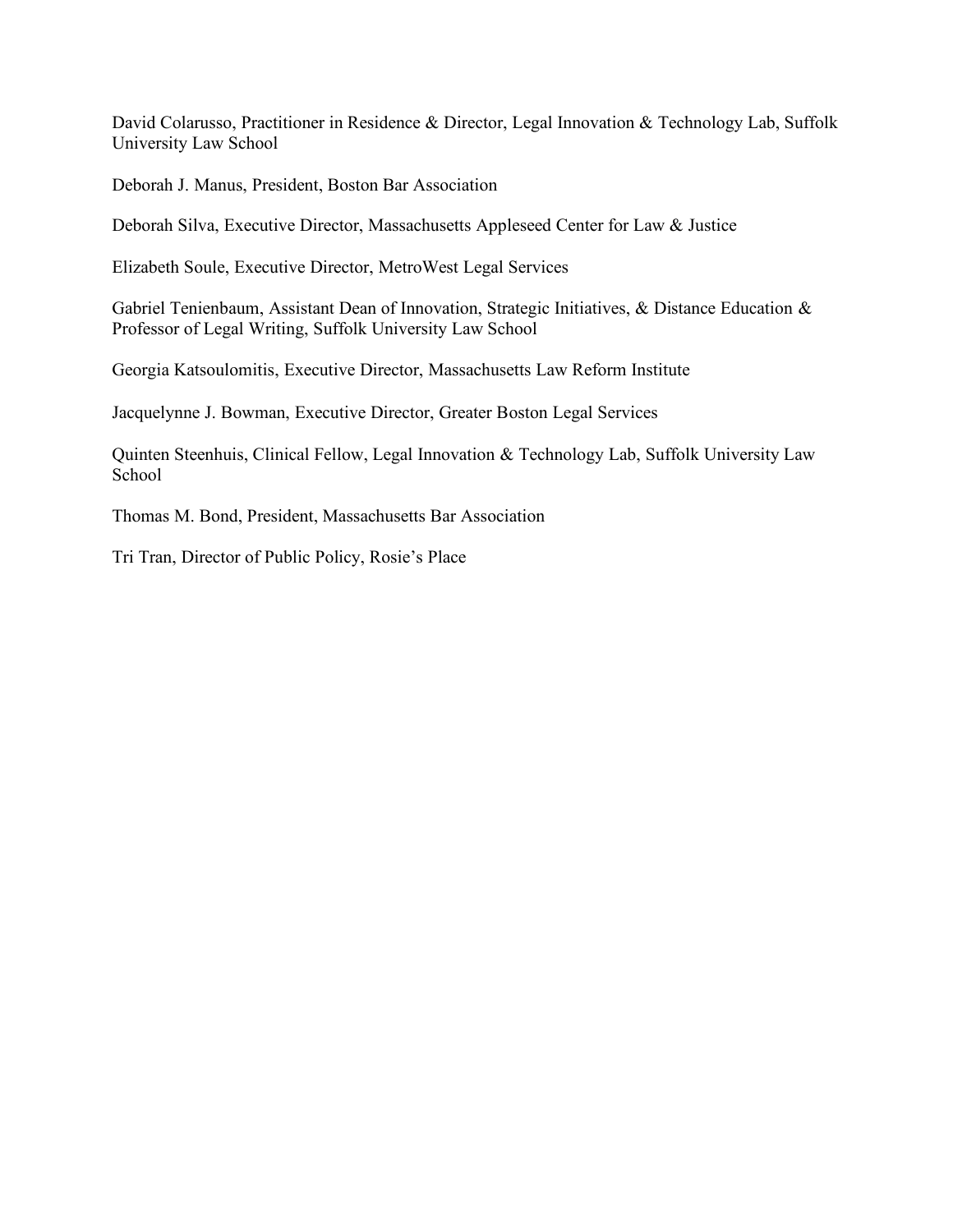David Colarusso, Practitioner in Residence & Director, Legal Innovation & Technology Lab, Suffolk University Law School

Deborah J. Manus, President, Boston Bar Association

Deborah Silva, Executive Director, Massachusetts Appleseed Center for Law & Justice

Elizabeth Soule, Executive Director, MetroWest Legal Services

Gabriel Tenienbaum, Assistant Dean of Innovation, Strategic Initiatives, & Distance Education & Professor of Legal Writing, Suffolk University Law School

Georgia Katsoulomitis, Executive Director, Massachusetts Law Reform Institute

Jacquelynne J. Bowman, Executive Director, Greater Boston Legal Services

Quinten Steenhuis, Clinical Fellow, Legal Innovation & Technology Lab, Suffolk University Law School

Thomas M. Bond, President, Massachusetts Bar Association

Tri Tran, Director of Public Policy, Rosie's Place